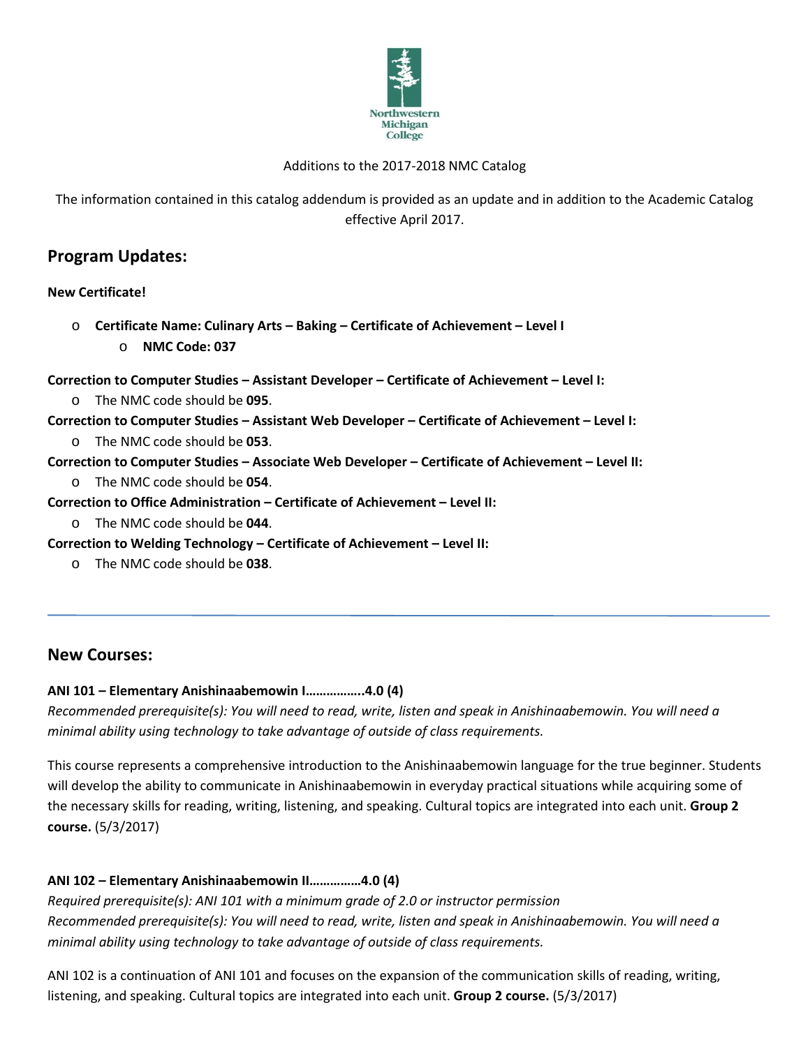Northwestern Michigan College

Additions to the 2017-2018 NMC Catalog

The information contained in this catalog addendum is provided as an update and in addition to the Academic Catalog effective April 2017.

## Program Updates:

**New Certificate!**

- **Certificate Name: Culinary Arts – Baking – Certificate of Achievement – Level I**
  - **NMC Code: 037**

**Correction to Computer Studies – Assistant Developer – Certificate of Achievement – Level I:**

- The NMC code should be **095**.

**Correction to Computer Studies – Assistant Web Developer – Certificate of Achievement – Level I:**

- The NMC code should be **053**.

**Correction to Computer Studies – Associate Web Developer – Certificate of Achievement – Level II:**

- The NMC code should be **054**.

**Correction to Office Administration – Certificate of Achievement – Level II:**

- The NMC code should be **044**.

**Correction to Welding Technology – Certificate of Achievement – Level II:**

- The NMC code should be **038**.

---

## New Courses:

**ANI 101 – Elementary Anishinaabemowin I……………..4.0 (4)**

*Recommended prerequisite(s): You will need to read, write, listen and speak in Anishinaabemowin. You will need a minimal ability using technology to take advantage of outside of class requirements.*

This course represents a comprehensive introduction to the Anishinaabemowin language for the true beginner. Students will develop the ability to communicate in Anishinaabemowin in everyday practical situations while acquiring some of the necessary skills for reading, writing, listening, and speaking. Cultural topics are integrated into each unit. **Group 2 course.** (5/3/2017)

**ANI 102 – Elementary Anishinaabemowin II……………4.0 (4)**

*Required prerequisite(s): ANI 101 with a minimum grade of 2.0 or instructor permission*
*Recommended prerequisite(s): You will need to read, write, listen and speak in Anishinaabemowin. You will need a minimal ability using technology to take advantage of outside of class requirements.*

ANI 102 is a continuation of ANI 101 and focuses on the expansion of the communication skills of reading, writing, listening, and speaking. Cultural topics are integrated into each unit. **Group 2 course.** (5/3/2017)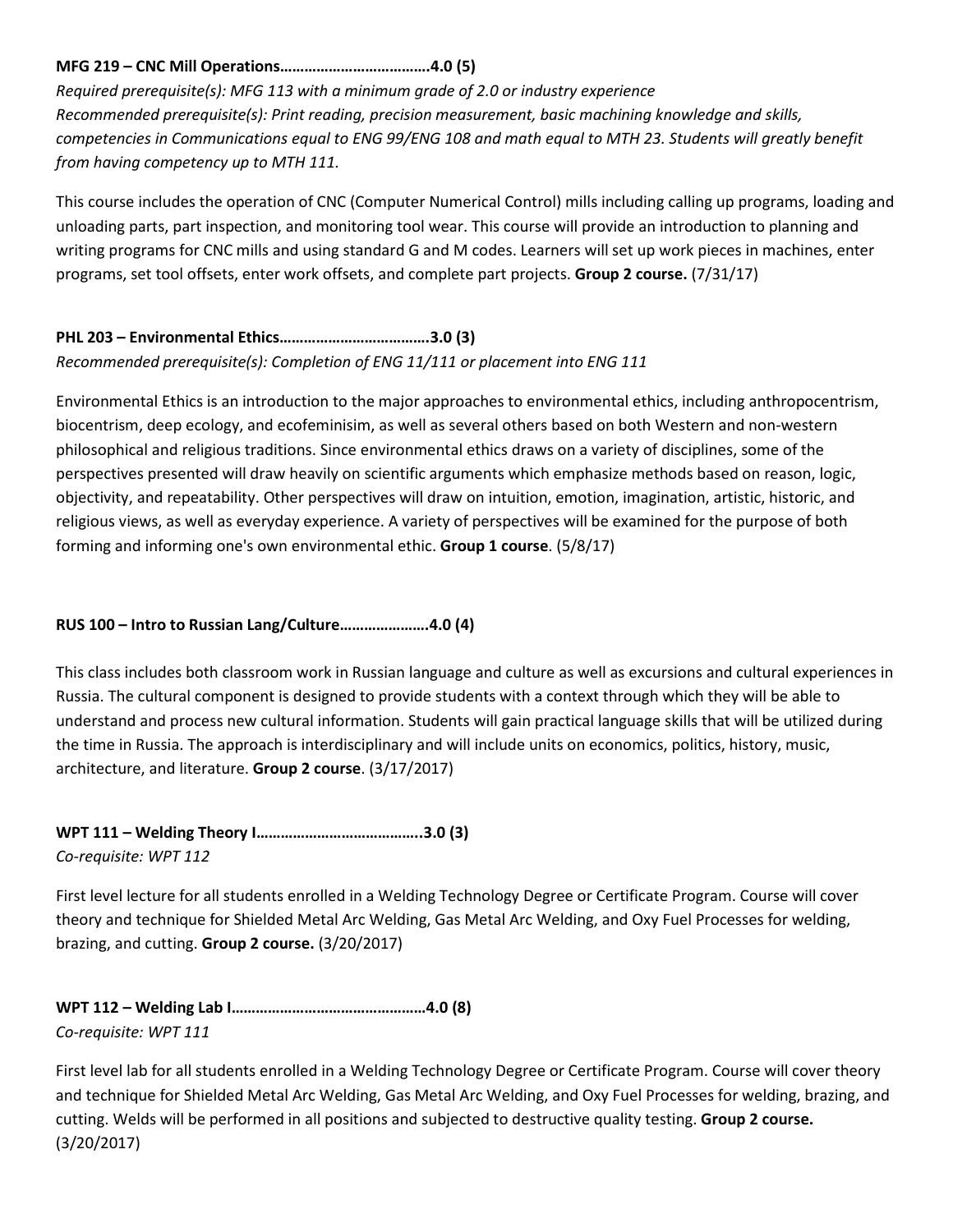**MFG 219 – CNC Mill Operations……………………………….4.0 (5)**

*Required prerequisite(s): MFG 113 with a minimum grade of 2.0 or industry experience*
*Recommended prerequisite(s): Print reading, precision measurement, basic machining knowledge and skills, competencies in Communications equal to ENG 99/ENG 108 and math equal to MTH 23. Students will greatly benefit from having competency up to MTH 111.*

This course includes the operation of CNC (Computer Numerical Control) mills including calling up programs, loading and unloading parts, part inspection, and monitoring tool wear. This course will provide an introduction to planning and writing programs for CNC mills and using standard G and M codes. Learners will set up work pieces in machines, enter programs, set tool offsets, enter work offsets, and complete part projects. **Group 2 course.** (7/31/17)

**PHL 203 – Environmental Ethics……………………………….3.0 (3)**

*Recommended prerequisite(s): Completion of ENG 11/111 or placement into ENG 111*

Environmental Ethics is an introduction to the major approaches to environmental ethics, including anthropocentrism, biocentrism, deep ecology, and ecofeminisim, as well as several others based on both Western and non-western philosophical and religious traditions. Since environmental ethics draws on a variety of disciplines, some of the perspectives presented will draw heavily on scientific arguments which emphasize methods based on reason, logic, objectivity, and repeatability. Other perspectives will draw on intuition, emotion, imagination, artistic, historic, and religious views, as well as everyday experience. A variety of perspectives will be examined for the purpose of both forming and informing one's own environmental ethic. **Group 1 course**. (5/8/17)

**RUS 100 – Intro to Russian Lang/Culture………………….4.0 (4)**

This class includes both classroom work in Russian language and culture as well as excursions and cultural experiences in Russia. The cultural component is designed to provide students with a context through which they will be able to understand and process new cultural information. Students will gain practical language skills that will be utilized during the time in Russia. The approach is interdisciplinary and will include units on economics, politics, history, music, architecture, and literature. **Group 2 course**. (3/17/2017)

**WPT 111 – Welding Theory I…………………………………..3.0 (3)**

*Co-requisite: WPT 112*

First level lecture for all students enrolled in a Welding Technology Degree or Certificate Program. Course will cover theory and technique for Shielded Metal Arc Welding, Gas Metal Arc Welding, and Oxy Fuel Processes for welding, brazing, and cutting. **Group 2 course.** (3/20/2017)

**WPT 112 – Welding Lab I………………………………………4.0 (8)**

*Co-requisite: WPT 111*

First level lab for all students enrolled in a Welding Technology Degree or Certificate Program. Course will cover theory and technique for Shielded Metal Arc Welding, Gas Metal Arc Welding, and Oxy Fuel Processes for welding, brazing, and cutting. Welds will be performed in all positions and subjected to destructive quality testing. **Group 2 course.** (3/20/2017)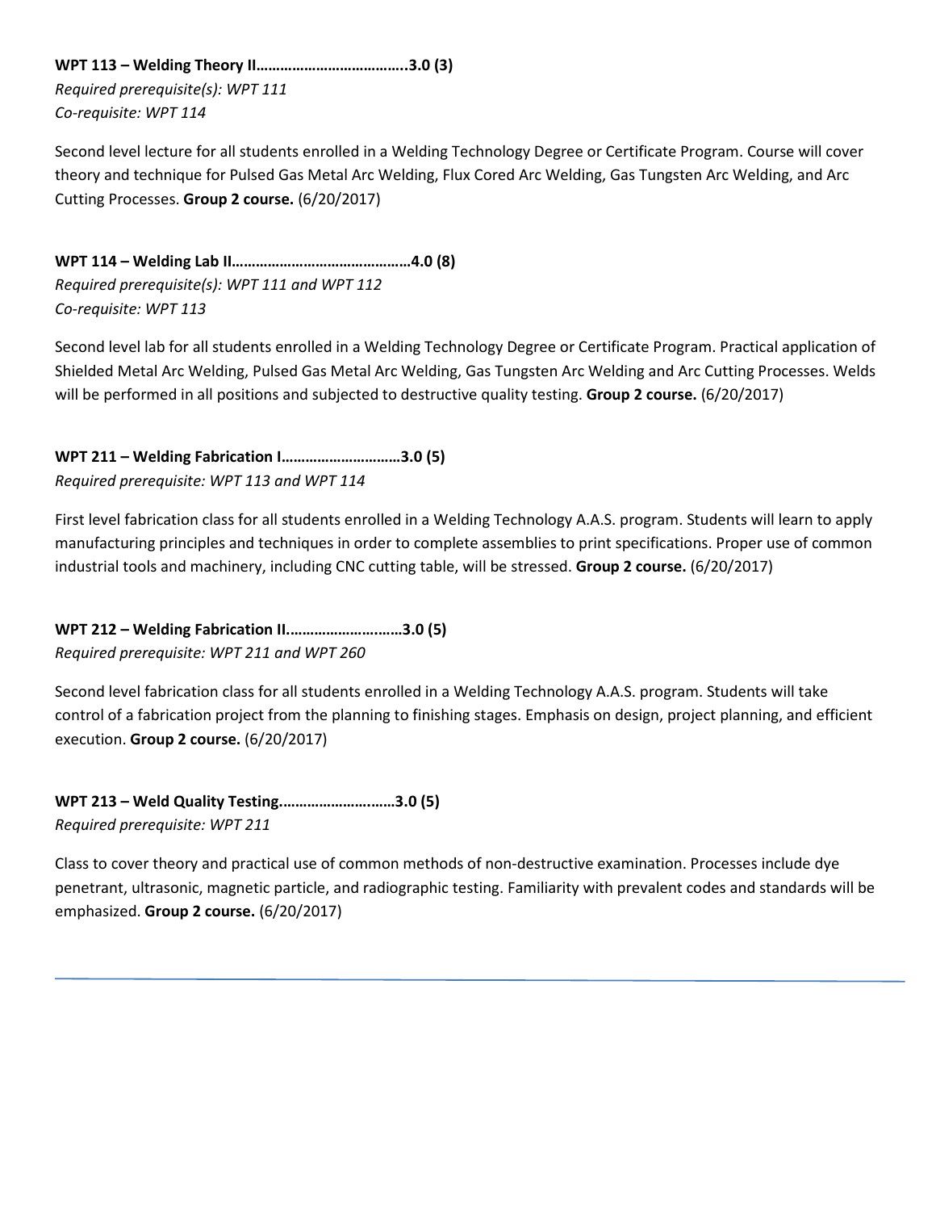**WPT 113 – Welding Theory II………………………………..3.0 (3)**
*Required prerequisite(s): WPT 111*
*Co-requisite: WPT 114*

Second level lecture for all students enrolled in a Welding Technology Degree or Certificate Program. Course will cover theory and technique for Pulsed Gas Metal Arc Welding, Flux Cored Arc Welding, Gas Tungsten Arc Welding, and Arc Cutting Processes. **Group 2 course.** (6/20/2017)

**WPT 114 – Welding Lab II………………………………………4.0 (8)**
*Required prerequisite(s): WPT 111 and WPT 112*
*Co-requisite: WPT 113*

Second level lab for all students enrolled in a Welding Technology Degree or Certificate Program. Practical application of Shielded Metal Arc Welding, Pulsed Gas Metal Arc Welding, Gas Tungsten Arc Welding and Arc Cutting Processes. Welds will be performed in all positions and subjected to destructive quality testing. **Group 2 course.** (6/20/2017)

**WPT 211 – Welding Fabrication I…………………………3.0 (5)**
*Required prerequisite: WPT 113 and WPT 114*

First level fabrication class for all students enrolled in a Welding Technology A.A.S. program. Students will learn to apply manufacturing principles and techniques in order to complete assemblies to print specifications. Proper use of common industrial tools and machinery, including CNC cutting table, will be stressed. **Group 2 course.** (6/20/2017)

**WPT 212 – Welding Fabrication II.………………………3.0 (5)**
*Required prerequisite: WPT 211 and WPT 260*

Second level fabrication class for all students enrolled in a Welding Technology A.A.S. program. Students will take control of a fabrication project from the planning to finishing stages. Emphasis on design, project planning, and efficient execution. **Group 2 course.** (6/20/2017)

**WPT 213 – Weld Quality Testing.………………………3.0 (5)**
*Required prerequisite: WPT 211*

Class to cover theory and practical use of common methods of non-destructive examination. Processes include dye penetrant, ultrasonic, magnetic particle, and radiographic testing. Familiarity with prevalent codes and standards will be emphasized. **Group 2 course.** (6/20/2017)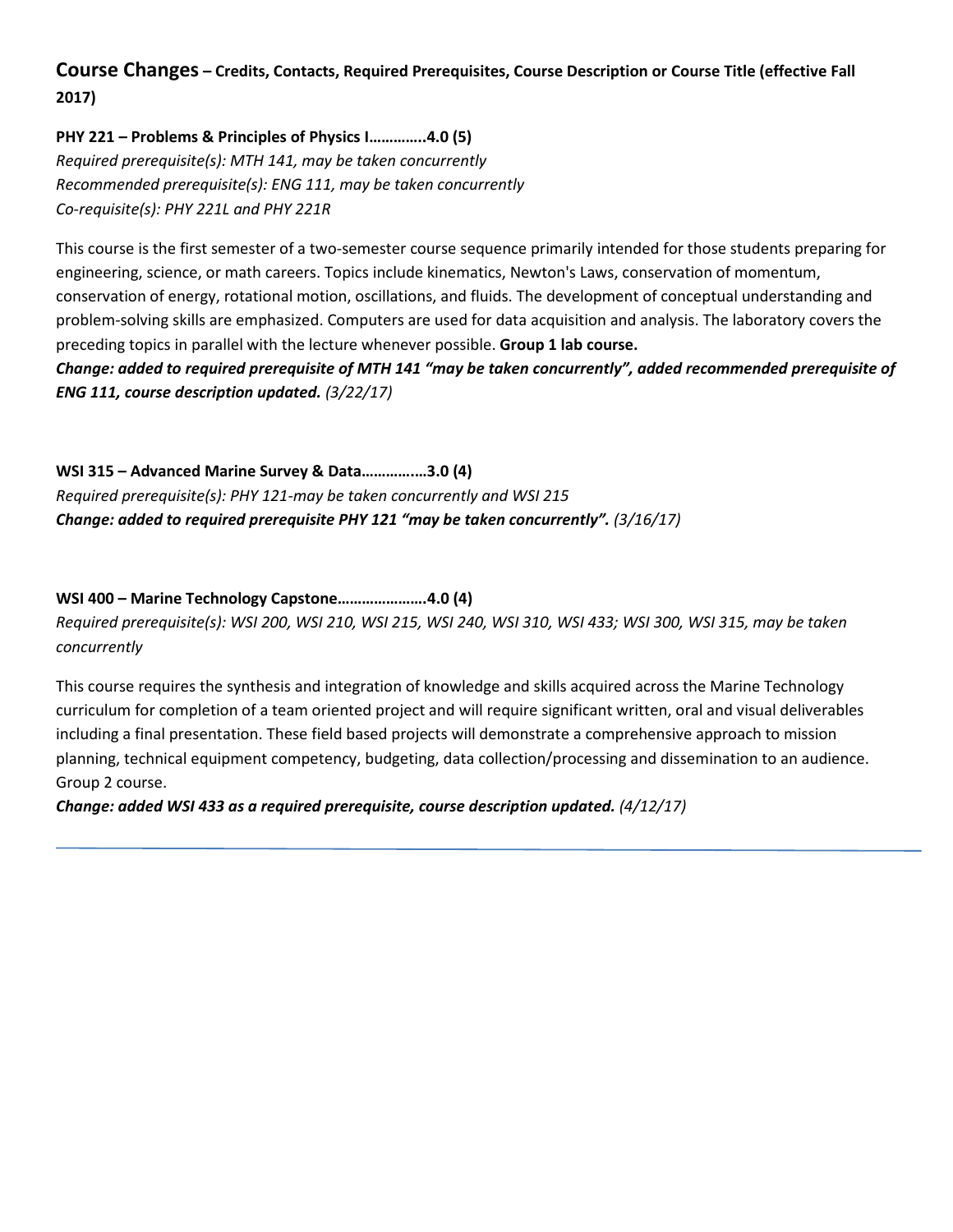## Course Changes – Credits, Contacts, Required Prerequisites, Course Description or Course Title (effective Fall 2017)

**PHY 221 – Problems & Principles of Physics I…………..4.0 (5)**
*Required prerequisite(s): MTH 141, may be taken concurrently*
*Recommended prerequisite(s): ENG 111, may be taken concurrently*
*Co-requisite(s): PHY 221L and PHY 221R*

This course is the first semester of a two-semester course sequence primarily intended for those students preparing for engineering, science, or math careers. Topics include kinematics, Newton's Laws, conservation of momentum, conservation of energy, rotational motion, oscillations, and fluids. The development of conceptual understanding and problem-solving skills are emphasized. Computers are used for data acquisition and analysis. The laboratory covers the preceding topics in parallel with the lecture whenever possible. **Group 1 lab course.**
***Change: added to required prerequisite of MTH 141 "may be taken concurrently", added recommended prerequisite of ENG 111, course description updated.*** *(3/22/17)*

**WSI 315 – Advanced Marine Survey & Data…………..…3.0 (4)**
*Required prerequisite(s): PHY 121-may be taken concurrently and WSI 215*
***Change: added to required prerequisite PHY 121 "may be taken concurrently".*** *(3/16/17)*

**WSI 400 – Marine Technology Capstone………………….4.0 (4)**
*Required prerequisite(s): WSI 200, WSI 210, WSI 215, WSI 240, WSI 310, WSI 433; WSI 300, WSI 315, may be taken concurrently*

This course requires the synthesis and integration of knowledge and skills acquired across the Marine Technology curriculum for completion of a team oriented project and will require significant written, oral and visual deliverables including a final presentation. These field based projects will demonstrate a comprehensive approach to mission planning, technical equipment competency, budgeting, data collection/processing and dissemination to an audience. Group 2 course.
***Change: added WSI 433 as a required prerequisite, course description updated.*** *(4/12/17)*